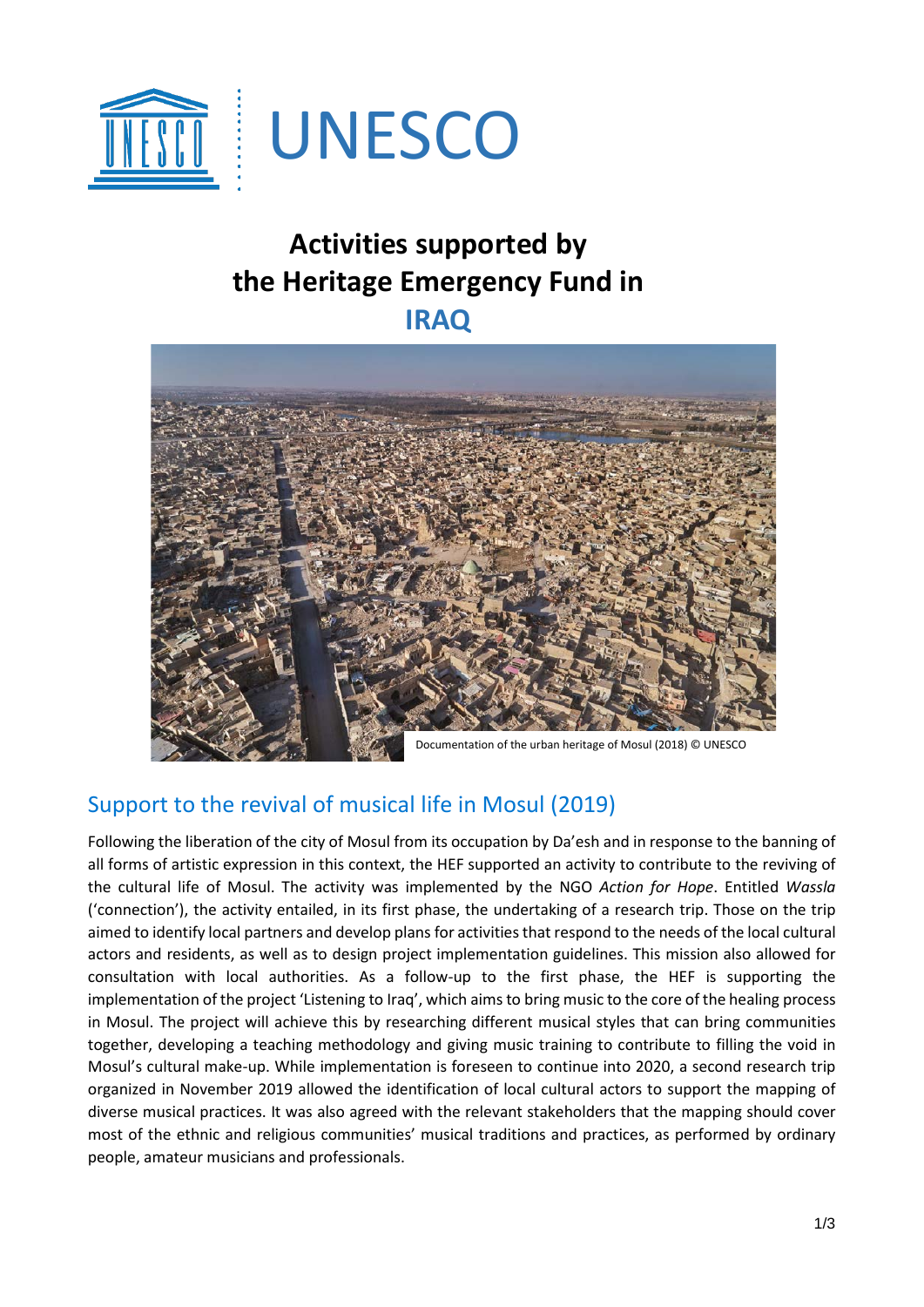UNESCO

# Activities supported by the Heritage Emergency Fund in IRAQ

Documentation of the urban heritage of Mosul (2018) © UNESCO

## Support to the revival of musical life in Mosul (2019)

Following the liberation of the city of Mosul from its occupation by Da'esh and in response to the banning of all forms of artistic expression in this context, the HEF supported an activity to contribute to the reviving of the cultural life of Mosul. The activity was implemented by the NGO *Action for Hope*. Entitled *Wassla* ('connection'), the activity entailed, in its first phase, the undertaking of a research trip. Those on the trip aimed to identify local partners and develop plans for activities that respond to the needs of the local cultural actors and residents, as well as to design project implementation guidelines. This mission also allowed for consultation with local authorities. As a follow-up to the first phase, the HEF is supporting the implementation of the project 'Listening to Iraq', which aims to bring music to the core of the healing process in Mosul. The project will achieve this by researching different musical styles that can bring communities together, developing a teaching methodology and giving music training to contribute to filling the void in Mosul's cultural make-up. While implementation is foreseen to continue into 2020, a second research trip organized in November 2019 allowed the identification of local cultural actors to support the mapping of diverse musical practices. It was also agreed with the relevant stakeholders that the mapping should cover most of the ethnic and religious communities' musical traditions and practices, as performed by ordinary people, amateur musicians and professionals.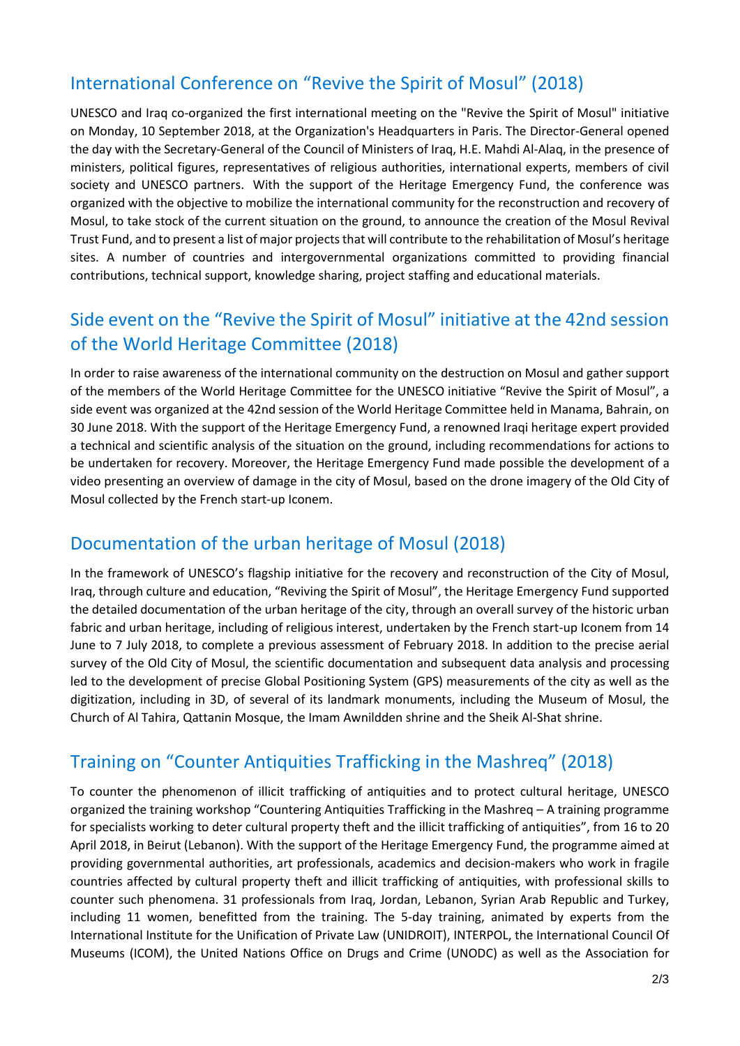## International Conference on “Revive the Spirit of Mosul” (2018)

UNESCO and Iraq co-organized the first international meeting on the "Revive the Spirit of Mosul" initiative on Monday, 10 September 2018, at the Organization's Headquarters in Paris. The Director-General opened the day with the Secretary-General of the Council of Ministers of Iraq, H.E. Mahdi Al-Alaq, in the presence of ministers, political figures, representatives of religious authorities, international experts, members of civil society and UNESCO partners. With the support of the Heritage Emergency Fund, the conference was organized with the objective to mobilize the international community for the reconstruction and recovery of Mosul, to take stock of the current situation on the ground, to announce the creation of the Mosul Revival Trust Fund, and to present a list of major projects that will contribute to the rehabilitation of Mosul’s heritage sites. A number of countries and intergovernmental organizations committed to providing financial contributions, technical support, knowledge sharing, project staffing and educational materials.

## Side event on the “Revive the Spirit of Mosul” initiative at the 42nd session of the World Heritage Committee (2018)

In order to raise awareness of the international community on the destruction on Mosul and gather support of the members of the World Heritage Committee for the UNESCO initiative “Revive the Spirit of Mosul”, a side event was organized at the 42nd session of the World Heritage Committee held in Manama, Bahrain, on 30 June 2018. With the support of the Heritage Emergency Fund, a renowned Iraqi heritage expert provided a technical and scientific analysis of the situation on the ground, including recommendations for actions to be undertaken for recovery. Moreover, the Heritage Emergency Fund made possible the development of a video presenting an overview of damage in the city of Mosul, based on the drone imagery of the Old City of Mosul collected by the French start-up Iconem.

## Documentation of the urban heritage of Mosul (2018)

In the framework of UNESCO’s flagship initiative for the recovery and reconstruction of the City of Mosul, Iraq, through culture and education, “Reviving the Spirit of Mosul”, the Heritage Emergency Fund supported the detailed documentation of the urban heritage of the city, through an overall survey of the historic urban fabric and urban heritage, including of religious interest, undertaken by the French start-up Iconem from 14 June to 7 July 2018, to complete a previous assessment of February 2018. In addition to the precise aerial survey of the Old City of Mosul, the scientific documentation and subsequent data analysis and processing led to the development of precise Global Positioning System (GPS) measurements of the city as well as the digitization, including in 3D, of several of its landmark monuments, including the Museum of Mosul, the Church of Al Tahira, Qattanin Mosque, the Imam Awnildden shrine and the Sheik Al-Shat shrine.

## Training on “Counter Antiquities Trafficking in the Mashreq” (2018)

To counter the phenomenon of illicit trafficking of antiquities and to protect cultural heritage, UNESCO organized the training workshop “Countering Antiquities Trafficking in the Mashreq – A training programme for specialists working to deter cultural property theft and the illicit trafficking of antiquities”, from 16 to 20 April 2018, in Beirut (Lebanon). With the support of the Heritage Emergency Fund, the programme aimed at providing governmental authorities, art professionals, academics and decision-makers who work in fragile countries affected by cultural property theft and illicit trafficking of antiquities, with professional skills to counter such phenomena. 31 professionals from Iraq, Jordan, Lebanon, Syrian Arab Republic and Turkey, including 11 women, benefitted from the training. The 5-day training, animated by experts from the International Institute for the Unification of Private Law (UNIDROIT), INTERPOL, the International Council Of Museums (ICOM), the United Nations Office on Drugs and Crime (UNODC) as well as the Association for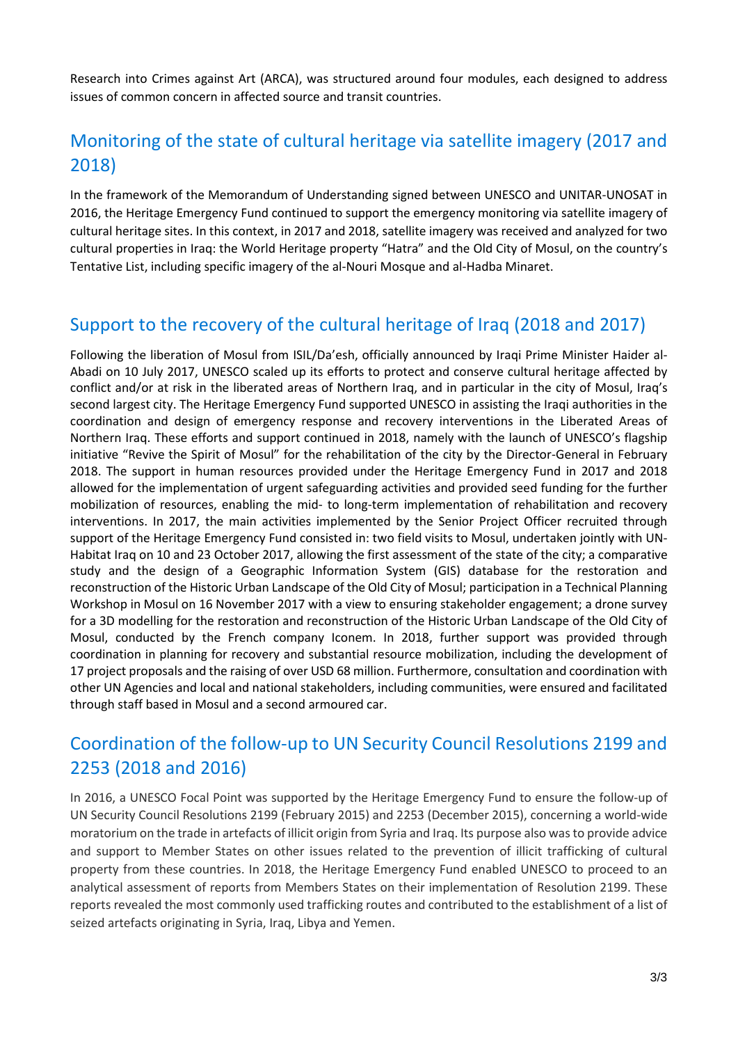Research into Crimes against Art (ARCA), was structured around four modules, each designed to address issues of common concern in affected source and transit countries.

## Monitoring of the state of cultural heritage via satellite imagery (2017 and 2018)

In the framework of the Memorandum of Understanding signed between UNESCO and UNITAR-UNOSAT in 2016, the Heritage Emergency Fund continued to support the emergency monitoring via satellite imagery of cultural heritage sites. In this context, in 2017 and 2018, satellite imagery was received and analyzed for two cultural properties in Iraq: the World Heritage property "Hatra" and the Old City of Mosul, on the country's Tentative List, including specific imagery of the al-Nouri Mosque and al-Hadba Minaret.

## Support to the recovery of the cultural heritage of Iraq (2018 and 2017)

Following the liberation of Mosul from ISIL/Da'esh, officially announced by Iraqi Prime Minister Haider al-Abadi on 10 July 2017, UNESCO scaled up its efforts to protect and conserve cultural heritage affected by conflict and/or at risk in the liberated areas of Northern Iraq, and in particular in the city of Mosul, Iraq's second largest city. The Heritage Emergency Fund supported UNESCO in assisting the Iraqi authorities in the coordination and design of emergency response and recovery interventions in the Liberated Areas of Northern Iraq. These efforts and support continued in 2018, namely with the launch of UNESCO's flagship initiative "Revive the Spirit of Mosul" for the rehabilitation of the city by the Director-General in February 2018. The support in human resources provided under the Heritage Emergency Fund in 2017 and 2018 allowed for the implementation of urgent safeguarding activities and provided seed funding for the further mobilization of resources, enabling the mid- to long-term implementation of rehabilitation and recovery interventions. In 2017, the main activities implemented by the Senior Project Officer recruited through support of the Heritage Emergency Fund consisted in: two field visits to Mosul, undertaken jointly with UN-Habitat Iraq on 10 and 23 October 2017, allowing the first assessment of the state of the city; a comparative study and the design of a Geographic Information System (GIS) database for the restoration and reconstruction of the Historic Urban Landscape of the Old City of Mosul; participation in a Technical Planning Workshop in Mosul on 16 November 2017 with a view to ensuring stakeholder engagement; a drone survey for a 3D modelling for the restoration and reconstruction of the Historic Urban Landscape of the Old City of Mosul, conducted by the French company Iconem. In 2018, further support was provided through coordination in planning for recovery and substantial resource mobilization, including the development of 17 project proposals and the raising of over USD 68 million. Furthermore, consultation and coordination with other UN Agencies and local and national stakeholders, including communities, were ensured and facilitated through staff based in Mosul and a second armoured car.

## Coordination of the follow-up to UN Security Council Resolutions 2199 and 2253 (2018 and 2016)

In 2016, a UNESCO Focal Point was supported by the Heritage Emergency Fund to ensure the follow-up of UN Security Council Resolutions 2199 (February 2015) and 2253 (December 2015), concerning a world-wide moratorium on the trade in artefacts of illicit origin from Syria and Iraq. Its purpose also was to provide advice and support to Member States on other issues related to the prevention of illicit trafficking of cultural property from these countries. In 2018, the Heritage Emergency Fund enabled UNESCO to proceed to an analytical assessment of reports from Members States on their implementation of Resolution 2199. These reports revealed the most commonly used trafficking routes and contributed to the establishment of a list of seized artefacts originating in Syria, Iraq, Libya and Yemen.